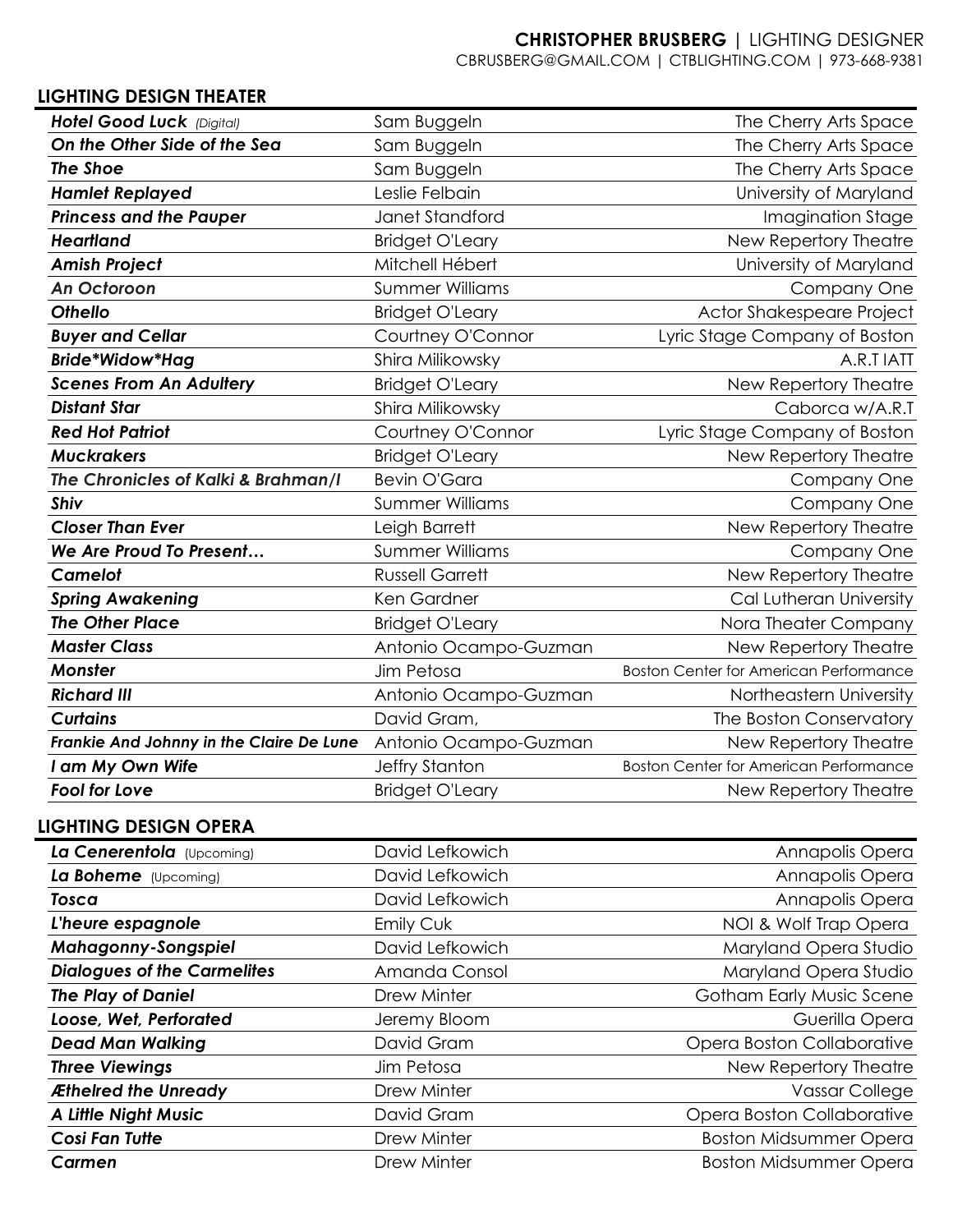**CHRISTOPHER BRUSBERG** | LIGHTING DESIGNER

CBRUSBERG@GMAIL.COM | CTBLIGHTING.COM | 973-668-9381

## LIGHTING DESIGN THEATER

| | | |
|---|---|---|
| ***Hotel Good Luck*** *(Digital)* | Sam Buggeln | The Cherry Arts Space |
| ***On the Other Side of the Sea*** | Sam Buggeln | The Cherry Arts Space |
| ***The Shoe*** | Sam Buggeln | The Cherry Arts Space |
| ***Hamlet Replayed*** | Leslie Felbain | University of Maryland |
| ***Princess and the Pauper*** | Janet Standford | Imagination Stage |
| ***Heartland*** | Bridget O'Leary | New Repertory Theatre |
| ***Amish Project*** | Mitchell Hébert | University of Maryland |
| ***An Octoroon*** | Summer Williams | Company One |
| ***Othello*** | Bridget O'Leary | Actor Shakespeare Project |
| ***Buyer and Cellar*** | Courtney O'Connor | Lyric Stage Company of Boston |
| ***Bride*Widow*Hag*** | Shira Milikowsky | A.R.T IATT |
| ***Scenes From An Adultery*** | Bridget O'Leary | New Repertory Theatre |
| ***Distant Star*** | Shira Milikowsky | Caborca w/A.R.T |
| ***Red Hot Patriot*** | Courtney O'Connor | Lyric Stage Company of Boston |
| ***Muckrakers*** | Bridget O'Leary | New Repertory Theatre |
| ***The Chronicles of Kalki & Brahman/I*** | Bevin O'Gara | Company One |
| ***Shiv*** | Summer Williams | Company One |
| ***Closer Than Ever*** | Leigh Barrett | New Repertory Theatre |
| ***We Are Proud To Present…*** | Summer Williams | Company One |
| ***Camelot*** | Russell Garrett | New Repertory Theatre |
| ***Spring Awakening*** | Ken Gardner | Cal Lutheran University |
| ***The Other Place*** | Bridget O'Leary | Nora Theater Company |
| ***Master Class*** | Antonio Ocampo-Guzman | New Repertory Theatre |
| ***Monster*** | Jim Petosa | Boston Center for American Performance |
| ***Richard III*** | Antonio Ocampo-Guzman | Northeastern University |
| ***Curtains*** | David Gram, | The Boston Conservatory |
| ***Frankie And Johnny in the Claire De Lune*** | Antonio Ocampo-Guzman | New Repertory Theatre |
| ***I am My Own Wife*** | Jeffry Stanton | Boston Center for American Performance |
| ***Fool for Love*** | Bridget O'Leary | New Repertory Theatre |

## LIGHTING DESIGN OPERA

| | | |
|---|---|---|
| ***La Cenerentola*** (Upcoming) | David Lefkowich | Annapolis Opera |
| ***La Boheme*** (Upcoming) | David Lefkowich | Annapolis Opera |
| ***Tosca*** | David Lefkowich | Annapolis Opera |
| ***L'heure espagnole*** | Emily Cuk | NOI & Wolf Trap Opera |
| ***Mahagonny-Songspiel*** | David Lefkowich | Maryland Opera Studio |
| ***Dialogues of the Carmelites*** | Amanda Consol | Maryland Opera Studio |
| ***The Play of Daniel*** | Drew Minter | Gotham Early Music Scene |
| ***Loose, Wet, Perforated*** | Jeremy Bloom | Guerilla Opera |
| ***Dead Man Walking*** | David Gram | Opera Boston Collaborative |
| ***Three Viewings*** | Jim Petosa | New Repertory Theatre |
| ***Æthelred the Unready*** | Drew Minter | Vassar College |
| ***A Little Night Music*** | David Gram | Opera Boston Collaborative |
| ***Cosi Fan Tutte*** | Drew Minter | Boston Midsummer Opera |
| ***Carmen*** | Drew Minter | Boston Midsummer Opera |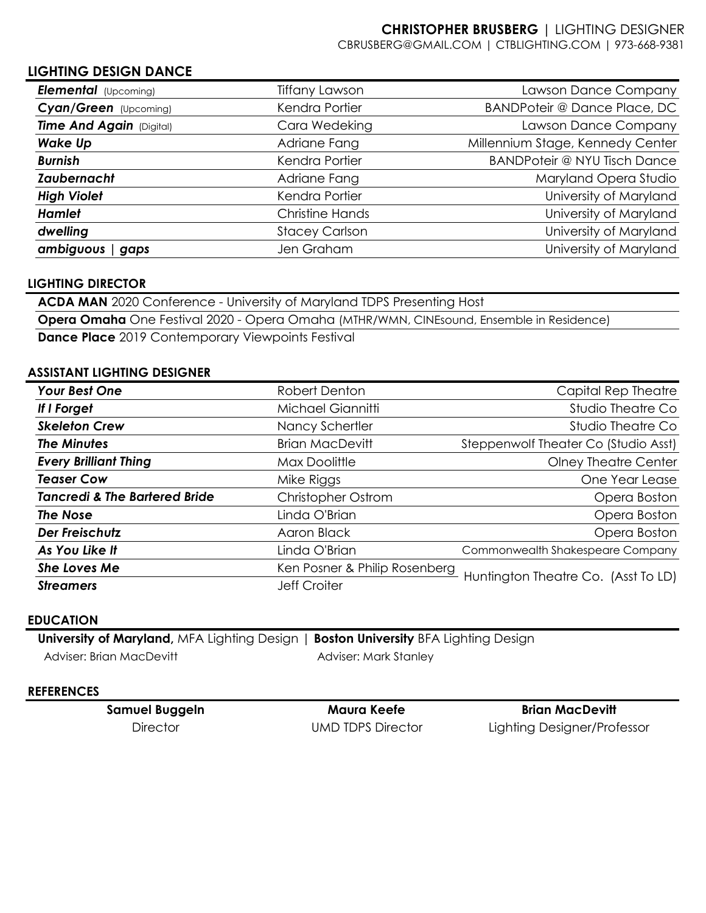**CHRISTOPHER BRUSBERG** | LIGHTING DESIGNER
CBRUSBERG@GMAIL.COM | CTBLIGHTING.COM | 973-668-9381

## LIGHTING DESIGN DANCE

| | | |
|---|---|---|
| ***Elemental*** (Upcoming) | Tiffany Lawson | Lawson Dance Company |
| ***Cyan/Green*** (Upcoming) | Kendra Portier | BANDPoteir @ Dance Place, DC |
| ***Time And Again*** (Digital) | Cara Wedeking | Lawson Dance Company |
| ***Wake Up*** | Adriane Fang | Millennium Stage, Kennedy Center |
| ***Burnish*** | Kendra Portier | BANDPoteir @ NYU Tisch Dance |
| ***Zaubernacht*** | Adriane Fang | Maryland Opera Studio |
| ***High Violet*** | Kendra Portier | University of Maryland |
| ***Hamlet*** | Christine Hands | University of Maryland |
| ***dwelling*** | Stacey Carlson | University of Maryland |
| ***ambiguous \| gaps*** | Jen Graham | University of Maryland |

## LIGHTING DIRECTOR

**ACDA MAN** 2020 Conference - University of Maryland TDPS Presenting Host

**Opera Omaha** One Festival 2020 - Opera Omaha (MTHR/WMN, CINEsound, Ensemble in Residence)

**Dance Place** 2019 Contemporary Viewpoints Festival

## ASSISTANT LIGHTING DESIGNER

| | | |
|---|---|---|
| ***Your Best One*** | Robert Denton | Capital Rep Theatre |
| ***If I Forget*** | Michael Giannitti | Studio Theatre Co |
| ***Skeleton Crew*** | Nancy Schertler | Studio Theatre Co |
| ***The Minutes*** | Brian MacDevitt | Steppenwolf Theater Co (Studio Asst) |
| ***Every Brilliant Thing*** | Max Doolittle | Olney Theatre Center |
| ***Teaser Cow*** | Mike Riggs | One Year Lease |
| ***Tancredi & The Bartered Bride*** | Christopher Ostrom | Opera Boston |
| ***The Nose*** | Linda O'Brian | Opera Boston |
| ***Der Freischutz*** | Aaron Black | Opera Boston |
| ***As You Like It*** | Linda O'Brian | Commonwealth Shakespeare Company |
| ***She Loves Me*** | Ken Posner & Philip Rosenberg | Huntington Theatre Co. (Asst To LD) |
| ***Streamers*** | Jeff Croiter | |

## EDUCATION

**University of Maryland,** MFA Lighting Design | **Boston University** BFA Lighting Design

Adviser: Brian MacDevitt | Adviser: Mark Stanley

## REFERENCES

| | | |
|---|---|---|
| **Samuel Buggeln** | **Maura Keefe** | **Brian MacDevitt** |
| Director | UMD TDPS Director | Lighting Designer/Professor |